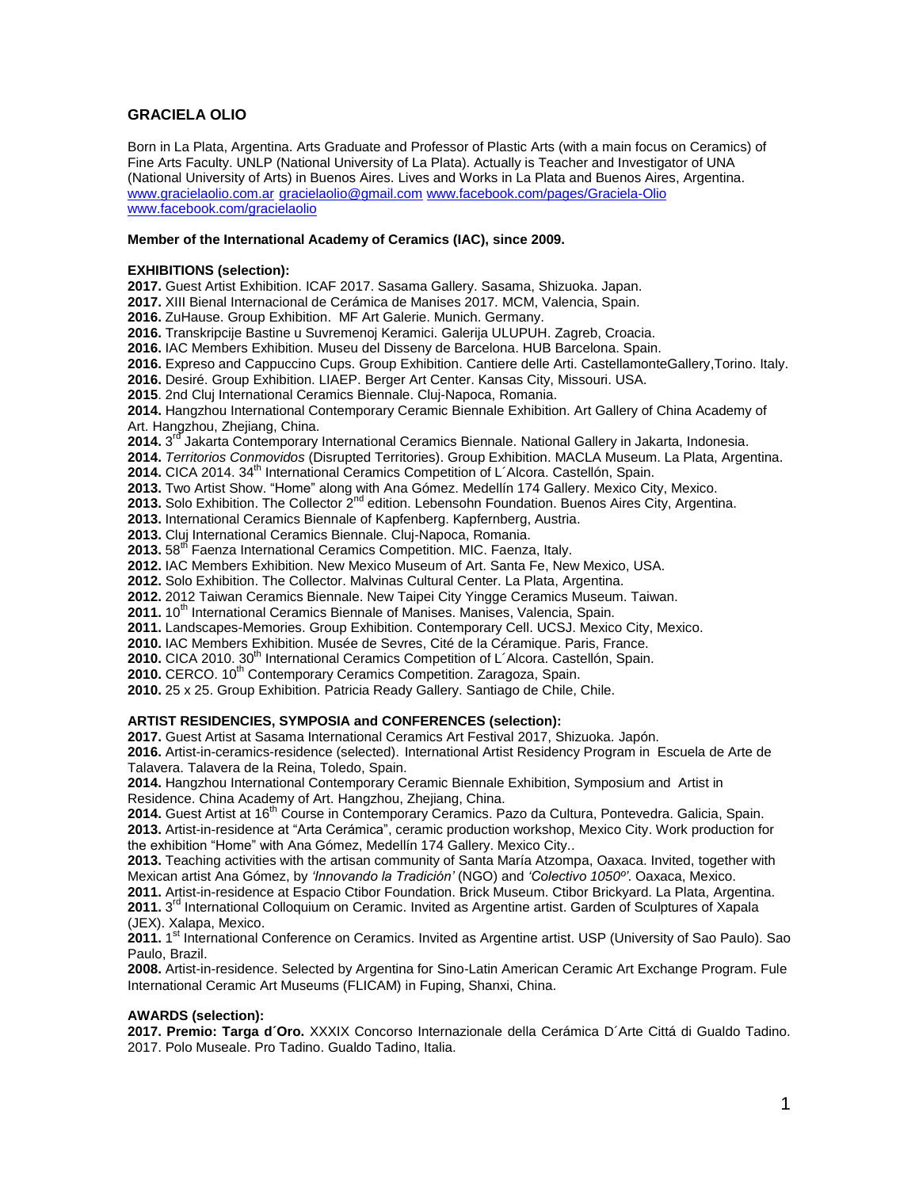# GRACIELA OLIO

Born in La Plata, Argentina. Arts Graduate and Professor of Plastic Arts (with a main focus on Ceramics) of Fine Arts Faculty. UNLP (National University of La Plata). Actually is Teacher and Investigator of UNA (National University of Arts) in Buenos Aires. Lives and Works in La Plata and Buenos Aires, Argentina. www.gracielaolio.com.ar gracielaolio@gmail.com www.facebook.com/pages/Graciela-Olio www.facebook.com/gracielaolio

**Member of the International Academy of Ceramics (IAC), since 2009.**

**EXHIBITIONS (selection):**

**2017.** Guest Artist Exhibition. ICAF 2017. Sasama Gallery. Sasama, Shizuoka. Japan.
**2017.** XIII Bienal Internacional de Cerámica de Manises 2017. MCM, Valencia, Spain.
**2016.** ZuHause. Group Exhibition. MF Art Galerie. Munich. Germany.
**2016.** Transkripcije Bastine u Suvremenoj Keramici. Galerija ULUPUH. Zagreb, Croacia.
**2016.** IAC Members Exhibition. Museu del Disseny de Barcelona. HUB Barcelona. Spain.
**2016.** Expreso and Cappuccino Cups. Group Exhibition. Cantiere delle Arti. CastellamonteGallery,Torino. Italy.
**2016.** Desiré. Group Exhibition. LIAEP. Berger Art Center. Kansas City, Missouri. USA.
**2015**. 2nd Cluj International Ceramics Biennale. Cluj-Napoca, Romania.
**2014.** Hangzhou International Contemporary Ceramic Biennale Exhibition. Art Gallery of China Academy of Art. Hangzhou, Zhejiang, China.
**2014.** 3rd Jakarta Contemporary International Ceramics Biennale. National Gallery in Jakarta, Indonesia.
**2014.** *Territorios Conmovidos* (Disrupted Territories). Group Exhibition. MACLA Museum. La Plata, Argentina.
**2014.** CICA 2014. 34th International Ceramics Competition of L´Alcora. Castellón, Spain.
**2013.** Two Artist Show. "Home" along with Ana Gómez. Medellín 174 Gallery. Mexico City, Mexico.
**2013.** Solo Exhibition. The Collector 2nd edition. Lebensohn Foundation. Buenos Aires City, Argentina.
**2013.** International Ceramics Biennale of Kapfenberg. Kapfernberg, Austria.
**2013.** Cluj International Ceramics Biennale. Cluj-Napoca, Romania.
**2013.** 58th Faenza International Ceramics Competition. MIC. Faenza, Italy.
**2012.** IAC Members Exhibition. New Mexico Museum of Art. Santa Fe, New Mexico, USA.
**2012.** Solo Exhibition. The Collector. Malvinas Cultural Center. La Plata, Argentina.
**2012.** 2012 Taiwan Ceramics Biennale. New Taipei City Yingge Ceramics Museum. Taiwan.
**2011.** 10th International Ceramics Biennale of Manises. Manises, Valencia, Spain.
**2011.** Landscapes-Memories. Group Exhibition. Contemporary Cell. UCSJ. Mexico City, Mexico.
**2010.** IAC Members Exhibition. Musée de Sevres, Cité de la Céramique. Paris, France.
**2010.** CICA 2010. 30th International Ceramics Competition of L´Alcora. Castellón, Spain.
**2010.** CERCO. 10th Contemporary Ceramics Competition. Zaragoza, Spain.
**2010.** 25 x 25. Group Exhibition. Patricia Ready Gallery. Santiago de Chile, Chile.

**ARTIST RESIDENCIES, SYMPOSIA and CONFERENCES (selection):**

**2017.** Guest Artist at Sasama International Ceramics Art Festival 2017, Shizuoka. Japón.
**2016.** Artist-in-ceramics-residence (selected). International Artist Residency Program in Escuela de Arte de Talavera. Talavera de la Reina, Toledo, Spain.
**2014.** Hangzhou International Contemporary Ceramic Biennale Exhibition, Symposium and Artist in Residence. China Academy of Art. Hangzhou, Zhejiang, China.
**2014.** Guest Artist at 16th Course in Contemporary Ceramics. Pazo da Cultura, Pontevedra. Galicia, Spain.
**2013.** Artist-in-residence at "Arta Cerámica", ceramic production workshop, Mexico City. Work production for the exhibition "Home" with Ana Gómez, Medellín 174 Gallery. Mexico City..
**2013.** Teaching activities with the artisan community of Santa María Atzompa, Oaxaca. Invited, together with Mexican artist Ana Gómez, by *'Innovando la Tradición'* (NGO) and *'Colectivo 1050º'*. Oaxaca, Mexico.
**2011.** Artist-in-residence at Espacio Ctibor Foundation. Brick Museum. Ctibor Brickyard. La Plata, Argentina.
**2011.** 3rd International Colloquium on Ceramic. Invited as Argentine artist. Garden of Sculptures of Xapala (JEX). Xalapa, Mexico.
**2011.** 1st International Conference on Ceramics. Invited as Argentine artist. USP (University of Sao Paulo). Sao Paulo, Brazil.
**2008.** Artist-in-residence. Selected by Argentina for Sino-Latin American Ceramic Art Exchange Program. Fule International Ceramic Art Museums (FLICAM) in Fuping, Shanxi, China.

**AWARDS (selection):**

**2017. Premio: Targa d´Oro.** XXXIX Concorso Internazionale della Cerámica D´Arte Cittá di Gualdo Tadino. 2017. Polo Museale. Pro Tadino. Gualdo Tadino, Italia.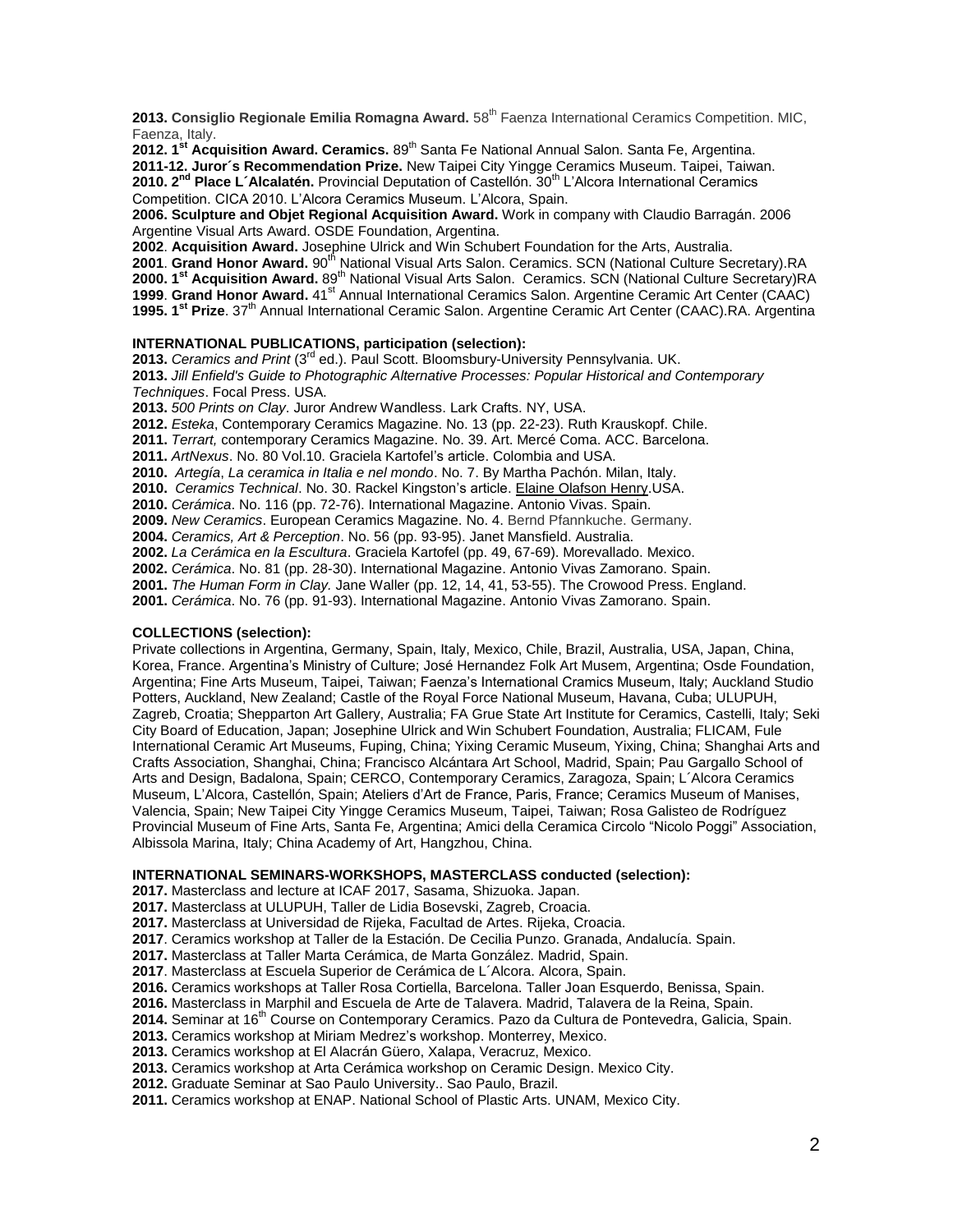**2013. Consiglio Regionale Emilia Romagna Award.** 58th Faenza International Ceramics Competition. MIC, Faenza, Italy.
**2012. 1st Acquisition Award. Ceramics.** 89th Santa Fe National Annual Salon. Santa Fe, Argentina.
**2011-12. Juror´s Recommendation Prize.** New Taipei City Yingge Ceramics Museum. Taipei, Taiwan.
**2010. 2nd Place L´Alcalatén.** Provincial Deputation of Castellón. 30th L'Alcora International Ceramics Competition. CICA 2010. L'Alcora Ceramics Museum. L'Alcora, Spain.
**2006. Sculpture and Objet Regional Acquisition Award.** Work in company with Claudio Barragán. 2006 Argentine Visual Arts Award. OSDE Foundation, Argentina.
**2002**. **Acquisition Award.** Josephine Ulrick and Win Schubert Foundation for the Arts, Australia.
**2001**. **Grand Honor Award.** 90th National Visual Arts Salon. Ceramics. SCN (National Culture Secretary).RA
**2000. 1st Acquisition Award.** 89th National Visual Arts Salon. Ceramics. SCN (National Culture Secretary)RA
**1999**. **Grand Honor Award.** 41st Annual International Ceramics Salon. Argentine Ceramic Art Center (CAAC)
**1995. 1st Prize**. 37th Annual International Ceramic Salon. Argentine Ceramic Art Center (CAAC).RA. Argentina

**INTERNATIONAL PUBLICATIONS, participation (selection):**

**2013.** *Ceramics and Print* (3rd ed.). Paul Scott. Bloomsbury-University Pennsylvania. UK.
**2013.** *Jill Enfield's Guide to Photographic Alternative Processes: Popular Historical and Contemporary Techniques*. Focal Press. USA.
**2013.** *500 Prints on Clay*. Juror Andrew Wandless. Lark Crafts. NY, USA.
**2012.** *Esteka*, Contemporary Ceramics Magazine. No. 13 (pp. 22-23). Ruth Krauskopf. Chile.
**2011.** *Terrart,* contemporary Ceramics Magazine. No. 39. Art. Mercé Coma. ACC. Barcelona.
**2011.** *ArtNexus*. No. 80 Vol.10. Graciela Kartofel's article. Colombia and USA.
**2010.** *Artegía*, *La ceramica in Italia e nel mondo*. No. 7. By Martha Pachón. Milan, Italy.
**2010.** *Ceramics Technical*. No. 30. Rackel Kingston's article. Elaine Olafson Henry.USA.
**2010.** *Cerámica*. No. 116 (pp. 72-76). International Magazine. Antonio Vivas. Spain.
**2009.** *New Ceramics*. European Ceramics Magazine. No. 4. Bernd Pfannkuche. Germany.
**2004.** *Ceramics, Art & Perception*. No. 56 (pp. 93-95). Janet Mansfield. Australia.
**2002.** *La Cerámica en la Escultura*. Graciela Kartofel (pp. 49, 67-69). Morevallado. Mexico.
**2002.** *Cerámica*. No. 81 (pp. 28-30). International Magazine. Antonio Vivas Zamorano. Spain.
**2001.** *The Human Form in Clay.* Jane Waller (pp. 12, 14, 41, 53-55). The Crowood Press. England.
**2001.** *Cerámica*. No. 76 (pp. 91-93). International Magazine. Antonio Vivas Zamorano. Spain.

**COLLECTIONS (selection):**

Private collections in Argentina, Germany, Spain, Italy, Mexico, Chile, Brazil, Australia, USA, Japan, China, Korea, France. Argentina's Ministry of Culture; José Hernandez Folk Art Musem, Argentina; Osde Foundation, Argentina; Fine Arts Museum, Taipei, Taiwan; Faenza's International Cramics Museum, Italy; Auckland Studio Potters, Auckland, New Zealand; Castle of the Royal Force National Museum, Havana, Cuba; ULUPUH, Zagreb, Croatia; Shepparton Art Gallery, Australia; FA Grue State Art Institute for Ceramics, Castelli, Italy; Seki City Board of Education, Japan; Josephine Ulrick and Win Schubert Foundation, Australia; FLICAM, Fule International Ceramic Art Museums, Fuping, China; Yixing Ceramic Museum, Yixing, China; Shanghai Arts and Crafts Association, Shanghai, China; Francisco Alcántara Art School, Madrid, Spain; Pau Gargallo School of Arts and Design, Badalona, Spain; CERCO, Contemporary Ceramics, Zaragoza, Spain; L´Alcora Ceramics Museum, L'Alcora, Castellón, Spain; Ateliers d'Art de France, Paris, France; Ceramics Museum of Manises, Valencia, Spain; New Taipei City Yingge Ceramics Museum, Taipei, Taiwan; Rosa Galisteo de Rodríguez Provincial Museum of Fine Arts, Santa Fe, Argentina; Amici della Ceramica Circolo "Nicolo Poggi" Association, Albissola Marina, Italy; China Academy of Art, Hangzhou, China.

**INTERNATIONAL SEMINARS-WORKSHOPS, MASTERCLASS conducted (selection):**

**2017.** Masterclass and lecture at ICAF 2017, Sasama, Shizuoka. Japan.
**2017.** Masterclass at ULUPUH, Taller de Lidia Bosevski, Zagreb, Croacia.
**2017.** Masterclass at Universidad de Rijeka, Facultad de Artes. Rijeka, Croacia.
**2017**. Ceramics workshop at Taller de la Estación. De Cecilia Punzo. Granada, Andalucía. Spain.
**2017.** Masterclass at Taller Marta Cerámica, de Marta González. Madrid, Spain.
**2017**. Masterclass at Escuela Superior de Cerámica de L´Alcora. Alcora, Spain.
**2016.** Ceramics workshops at Taller Rosa Cortiella, Barcelona. Taller Joan Esquerdo, Benissa, Spain.
**2016.** Masterclass in Marphil and Escuela de Arte de Talavera. Madrid, Talavera de la Reina, Spain.
**2014.** Seminar at 16th Course on Contemporary Ceramics. Pazo da Cultura de Pontevedra, Galicia, Spain.
**2013.** Ceramics workshop at Miriam Medrez's workshop. Monterrey, Mexico.
**2013.** Ceramics workshop at El Alacrán Güero, Xalapa, Veracruz, Mexico.
**2013.** Ceramics workshop at Arta Cerámica workshop on Ceramic Design. Mexico City.
**2012.** Graduate Seminar at Sao Paulo University.. Sao Paulo, Brazil.
**2011.** Ceramics workshop at ENAP. National School of Plastic Arts. UNAM, Mexico City.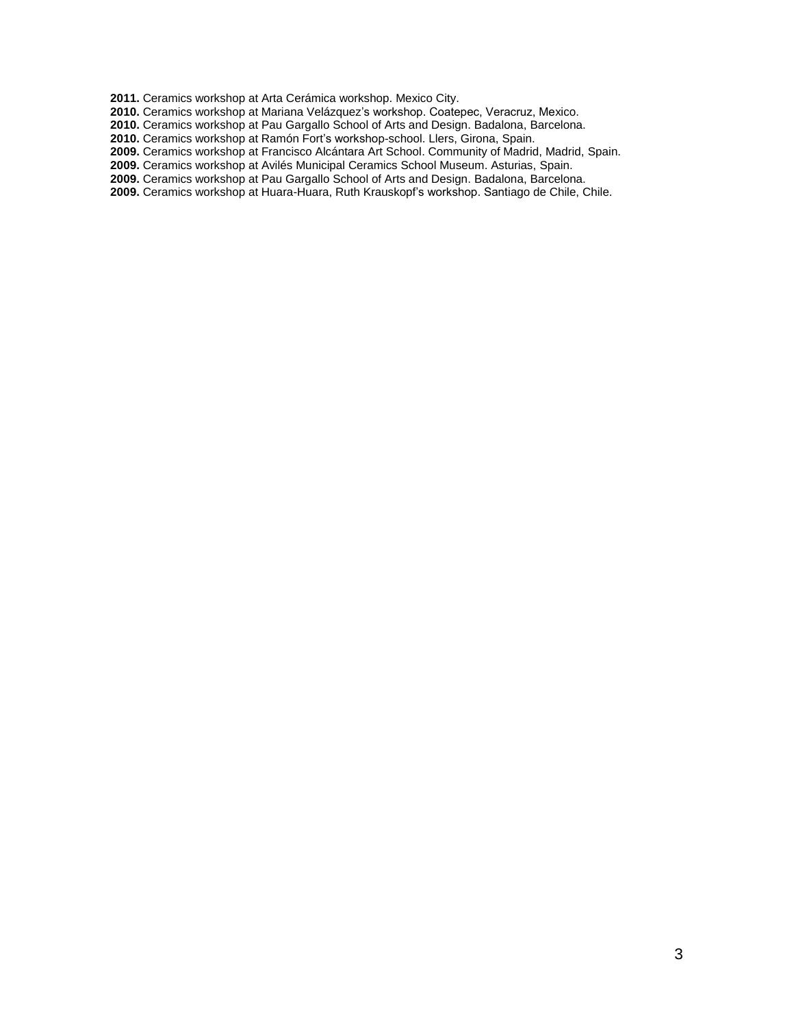**2011.** Ceramics workshop at Arta Cerámica workshop. Mexico City.
**2010.** Ceramics workshop at Mariana Velázquez's workshop. Coatepec, Veracruz, Mexico.
**2010.** Ceramics workshop at Pau Gargallo School of Arts and Design. Badalona, Barcelona.
**2010.** Ceramics workshop at Ramón Fort's workshop-school. Llers, Girona, Spain.
**2009.** Ceramics workshop at Francisco Alcántara Art School. Community of Madrid, Madrid, Spain.
**2009.** Ceramics workshop at Avilés Municipal Ceramics School Museum. Asturias, Spain.
**2009.** Ceramics workshop at Pau Gargallo School of Arts and Design. Badalona, Barcelona.
**2009.** Ceramics workshop at Huara-Huara, Ruth Krauskopf's workshop. Santiago de Chile, Chile.